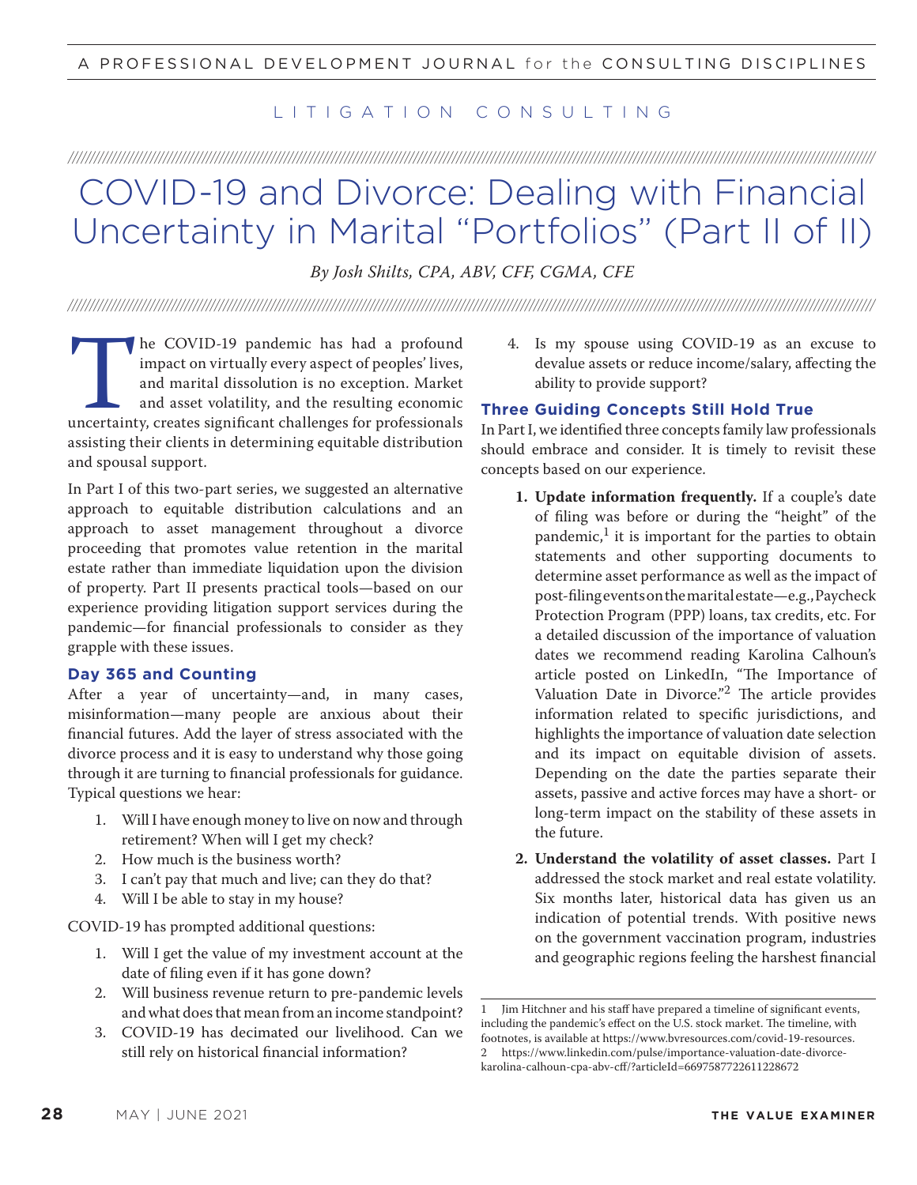LITIGATION CONSULTING

# COVID-19 and Divorce: Dealing with Financial Uncertainty in Marital "Portfolios" (Part II of II)

*By Josh Shilts, CPA, ABV, CFF, CGMA, CFE*

The COVID-19 pandemic has had a profound impact on virtually every aspect of peoples' lives, and marital dissolution is no exception. Market and asset volatility, and the resulting economic uncertainty, creates significant challenges for professionals assisting their clients in determining equitable distribution and spousal support.

In Part I of this two-part series, we suggested an alternative approach to equitable distribution calculations and an approach to asset management throughout a divorce proceeding that promotes value retention in the marital estate rather than immediate liquidation upon the division of property. Part II presents practical tools—based on our experience providing litigation support services during the pandemic—for financial professionals to consider as they grapple with these issues.

## Day 365 and Counting

After a year of uncertainty—and, in many cases, misinformation—many people are anxious about their financial futures. Add the layer of stress associated with the divorce process and it is easy to understand why those going through it are turning to financial professionals for guidance. Typical questions we hear:

1. Will I have enough money to live on now and through retirement? When will I get my check?
2. How much is the business worth?
3. I can't pay that much and live; can they do that?
4. Will I be able to stay in my house?

COVID-19 has prompted additional questions:

1. Will I get the value of my investment account at the date of filing even if it has gone down?
2. Will business revenue return to pre-pandemic levels and what does that mean from an income standpoint?
3. COVID-19 has decimated our livelihood. Can we still rely on historical financial information?
4. Is my spouse using COVID-19 as an excuse to devalue assets or reduce income/salary, affecting the ability to provide support?

## Three Guiding Concepts Still Hold True

In Part I, we identified three concepts family law professionals should embrace and consider. It is timely to revisit these concepts based on our experience.

1. **Update information frequently.** If a couple's date of filing was before or during the "height" of the pandemic,[1] it is important for the parties to obtain statements and other supporting documents to determine asset performance as well as the impact of post-filing events on the marital estate—e.g., Paycheck Protection Program (PPP) loans, tax credits, etc. For a detailed discussion of the importance of valuation dates we recommend reading Karolina Calhoun's article posted on LinkedIn, "The Importance of Valuation Date in Divorce."[2] The article provides information related to specific jurisdictions, and highlights the importance of valuation date selection and its impact on equitable division of assets. Depending on the date the parties separate their assets, passive and active forces may have a short- or long-term impact on the stability of these assets in the future.
2. **Understand the volatility of asset classes.** Part I addressed the stock market and real estate volatility. Six months later, historical data has given us an indication of potential trends. With positive news on the government vaccination program, industries and geographic regions feeling the harshest financial

---

1 Jim Hitchner and his staff have prepared a timeline of significant events, including the pandemic's effect on the U.S. stock market. The timeline, with footnotes, is available at https://www.bvresources.com/covid-19-resources.

2 https://www.linkedin.com/pulse/importance-valuation-date-divorce-karolina-calhoun-cpa-abv-cff/?articleId=6697587722611228672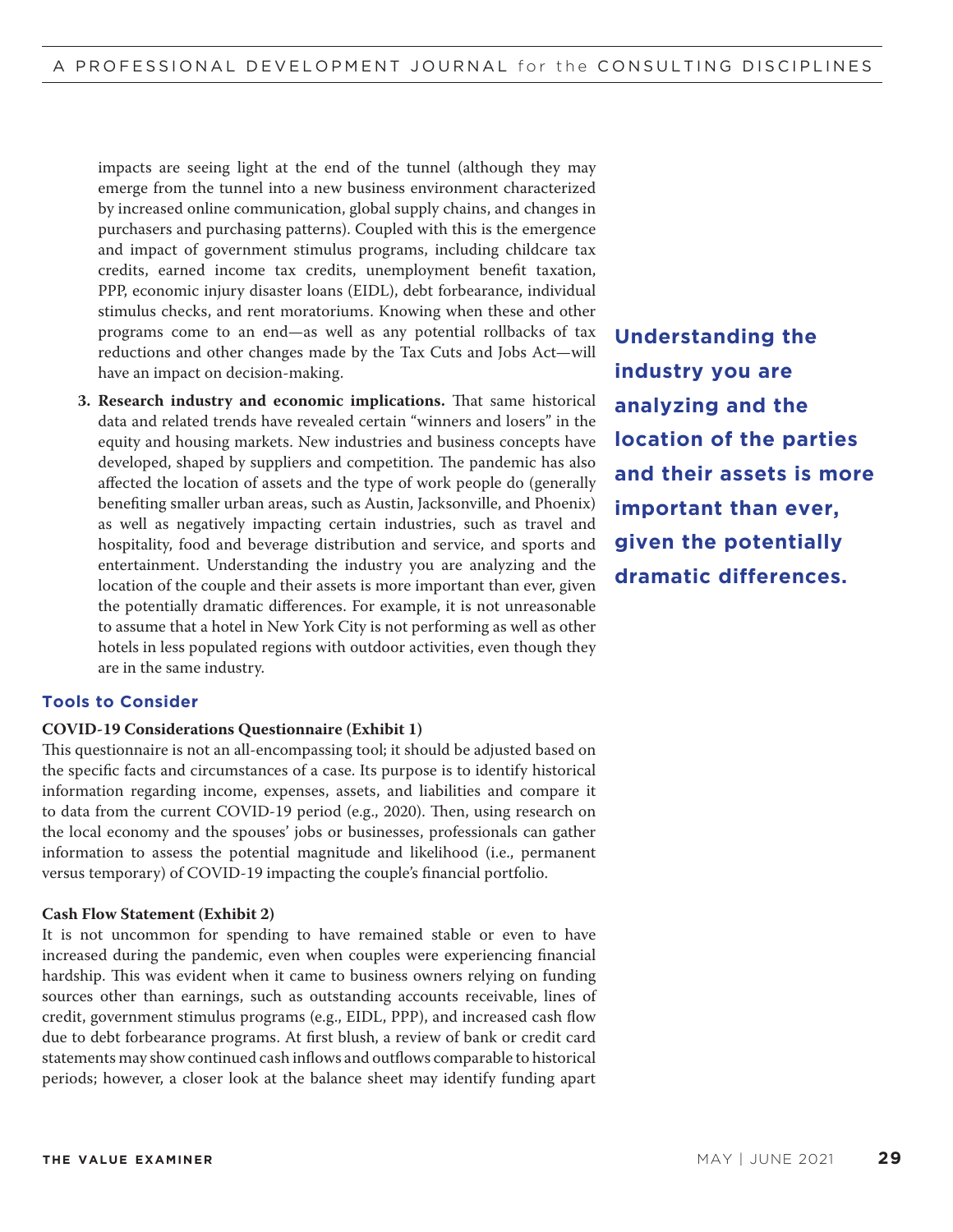impacts are seeing light at the end of the tunnel (although they may emerge from the tunnel into a new business environment characterized by increased online communication, global supply chains, and changes in purchasers and purchasing patterns). Coupled with this is the emergence and impact of government stimulus programs, including childcare tax credits, earned income tax credits, unemployment benefit taxation, PPP, economic injury disaster loans (EIDL), debt forbearance, individual stimulus checks, and rent moratoriums. Knowing when these and other programs come to an end—as well as any potential rollbacks of tax reductions and other changes made by the Tax Cuts and Jobs Act—will have an impact on decision-making.

3. **Research industry and economic implications.** That same historical data and related trends have revealed certain "winners and losers" in the equity and housing markets. New industries and business concepts have developed, shaped by suppliers and competition. The pandemic has also affected the location of assets and the type of work people do (generally benefiting smaller urban areas, such as Austin, Jacksonville, and Phoenix) as well as negatively impacting certain industries, such as travel and hospitality, food and beverage distribution and service, and sports and entertainment. Understanding the industry you are analyzing and the location of the couple and their assets is more important than ever, given the potentially dramatic differences. For example, it is not unreasonable to assume that a hotel in New York City is not performing as well as other hotels in less populated regions with outdoor activities, even though they are in the same industry.

**Understanding the industry you are analyzing and the location of the parties and their assets is more important than ever, given the potentially dramatic differences.**

## Tools to Consider

### COVID-19 Considerations Questionnaire (Exhibit 1)

This questionnaire is not an all-encompassing tool; it should be adjusted based on the specific facts and circumstances of a case. Its purpose is to identify historical information regarding income, expenses, assets, and liabilities and compare it to data from the current COVID-19 period (e.g., 2020). Then, using research on the local economy and the spouses' jobs or businesses, professionals can gather information to assess the potential magnitude and likelihood (i.e., permanent versus temporary) of COVID-19 impacting the couple's financial portfolio.

### Cash Flow Statement (Exhibit 2)

It is not uncommon for spending to have remained stable or even to have increased during the pandemic, even when couples were experiencing financial hardship. This was evident when it came to business owners relying on funding sources other than earnings, such as outstanding accounts receivable, lines of credit, government stimulus programs (e.g., EIDL, PPP), and increased cash flow due to debt forbearance programs. At first blush, a review of bank or credit card statements may show continued cash inflows and outflows comparable to historical periods; however, a closer look at the balance sheet may identify funding apart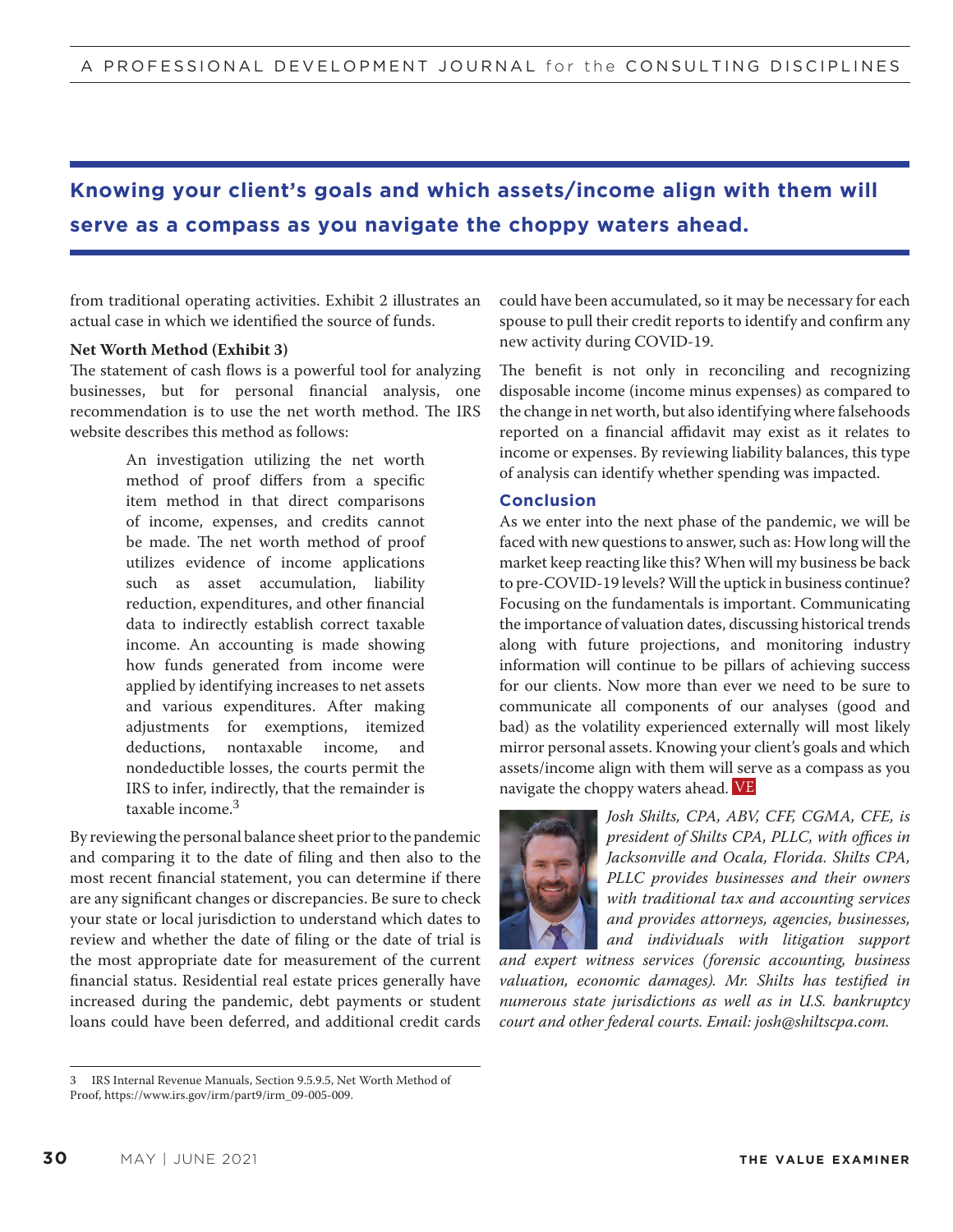**Knowing your client's goals and which assets/income align with them will serve as a compass as you navigate the choppy waters ahead.**

from traditional operating activities. Exhibit 2 illustrates an actual case in which we identified the source of funds.

**Net Worth Method (Exhibit 3)**

The statement of cash flows is a powerful tool for analyzing businesses, but for personal financial analysis, one recommendation is to use the net worth method. The IRS website describes this method as follows:

> An investigation utilizing the net worth method of proof differs from a specific item method in that direct comparisons of income, expenses, and credits cannot be made. The net worth method of proof utilizes evidence of income applications such as asset accumulation, liability reduction, expenditures, and other financial data to indirectly establish correct taxable income. An accounting is made showing how funds generated from income were applied by identifying increases to net assets and various expenditures. After making adjustments for exemptions, itemized deductions, nontaxable income, and nondeductible losses, the courts permit the IRS to infer, indirectly, that the remainder is taxable income.[3]

By reviewing the personal balance sheet prior to the pandemic and comparing it to the date of filing and then also to the most recent financial statement, you can determine if there are any significant changes or discrepancies. Be sure to check your state or local jurisdiction to understand which dates to review and whether the date of filing or the date of trial is the most appropriate date for measurement of the current financial status. Residential real estate prices generally have increased during the pandemic, debt payments or student loans could have been deferred, and additional credit cards could have been accumulated, so it may be necessary for each spouse to pull their credit reports to identify and confirm any new activity during COVID-19.

The benefit is not only in reconciling and recognizing disposable income (income minus expenses) as compared to the change in net worth, but also identifying where falsehoods reported on a financial affidavit may exist as it relates to income or expenses. By reviewing liability balances, this type of analysis can identify whether spending was impacted.

## Conclusion

As we enter into the next phase of the pandemic, we will be faced with new questions to answer, such as: How long will the market keep reacting like this? When will my business be back to pre-COVID-19 levels? Will the uptick in business continue? Focusing on the fundamentals is important. Communicating the importance of valuation dates, discussing historical trends along with future projections, and monitoring industry information will continue to be pillars of achieving success for our clients. Now more than ever we need to be sure to communicate all components of our analyses (good and bad) as the volatility experienced externally will most likely mirror personal assets. Knowing your client's goals and which assets/income align with them will serve as a compass as you navigate the choppy waters ahead. VE

*Josh Shilts, CPA, ABV, CFF, CGMA, CFE, is president of Shilts CPA, PLLC, with offices in Jacksonville and Ocala, Florida. Shilts CPA, PLLC provides businesses and their owners with traditional tax and accounting services and provides attorneys, agencies, businesses, and individuals with litigation support and expert witness services (forensic accounting, business valuation, economic damages). Mr. Shilts has testified in numerous state jurisdictions as well as in U.S. bankruptcy court and other federal courts. Email: josh@shiltscpa.com.*

---

3 IRS Internal Revenue Manuals, Section 9.5.9.5, Net Worth Method of Proof, https://www.irs.gov/irm/part9/irm_09-005-009.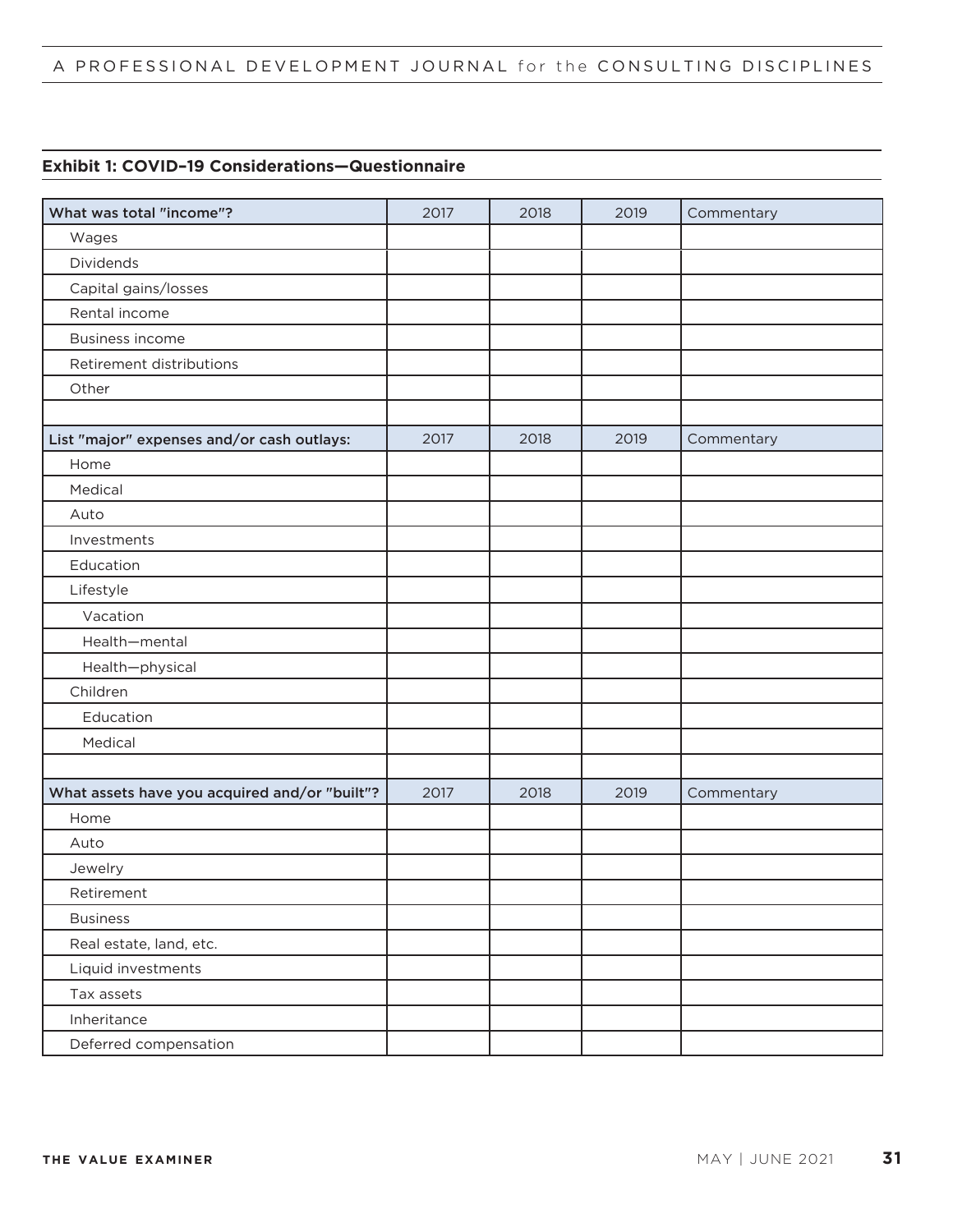**Exhibit 1: COVID–19 Considerations—Questionnaire**

| What was total "income"? | 2017 | 2018 | 2019 | Commentary |
|---|---|---|---|---|
| Wages | | | | |
| Dividends | | | | |
| Capital gains/losses | | | | |
| Rental income | | | | |
| Business income | | | | |
| Retirement distributions | | | | |
| Other | | | | |
| | | | | |
| **List "major" expenses and/or cash outlays:** | **2017** | **2018** | **2019** | **Commentary** |
| Home | | | | |
| Medical | | | | |
| Auto | | | | |
| Investments | | | | |
| Education | | | | |
| Lifestyle | | | | |
| Vacation | | | | |
| Health—mental | | | | |
| Health—physical | | | | |
| Children | | | | |
| Education | | | | |
| Medical | | | | |
| | | | | |
| **What assets have you acquired and/or "built"?** | **2017** | **2018** | **2019** | **Commentary** |
| Home | | | | |
| Auto | | | | |
| Jewelry | | | | |
| Retirement | | | | |
| Business | | | | |
| Real estate, land, etc. | | | | |
| Liquid investments | | | | |
| Tax assets | | | | |
| Inheritance | | | | |
| Deferred compensation | | | | |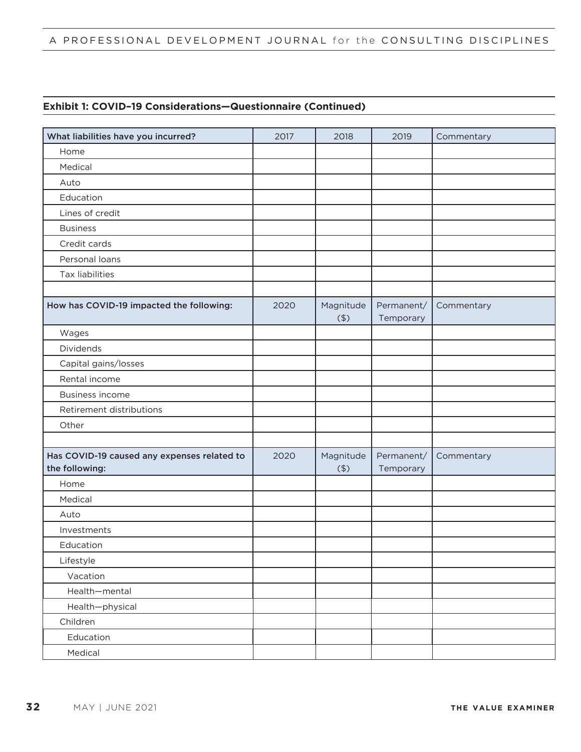**Exhibit 1: COVID–19 Considerations—Questionnaire (Continued)**

| What liabilities have you incurred? | 2017 | 2018 | 2019 | Commentary |
|---|---|---|---|---|
| Home | | | | |
| Medical | | | | |
| Auto | | | | |
| Education | | | | |
| Lines of credit | | | | |
| Business | | | | |
| Credit cards | | | | |
| Personal loans | | | | |
| Tax liabilities | | | | |
| | | | | |
| **How has COVID-19 impacted the following:** | 2020 | Magnitude ($) | Permanent/ Temporary | Commentary |
| Wages | | | | |
| Dividends | | | | |
| Capital gains/losses | | | | |
| Rental income | | | | |
| Business income | | | | |
| Retirement distributions | | | | |
| Other | | | | |
| | | | | |
| **Has COVID-19 caused any expenses related to the following:** | 2020 | Magnitude ($) | Permanent/ Temporary | Commentary |
| Home | | | | |
| Medical | | | | |
| Auto | | | | |
| Investments | | | | |
| Education | | | | |
| Lifestyle | | | | |
| Vacation | | | | |
| Health—mental | | | | |
| Health—physical | | | | |
| Children | | | | |
| Education | | | | |
| Medical | | | | |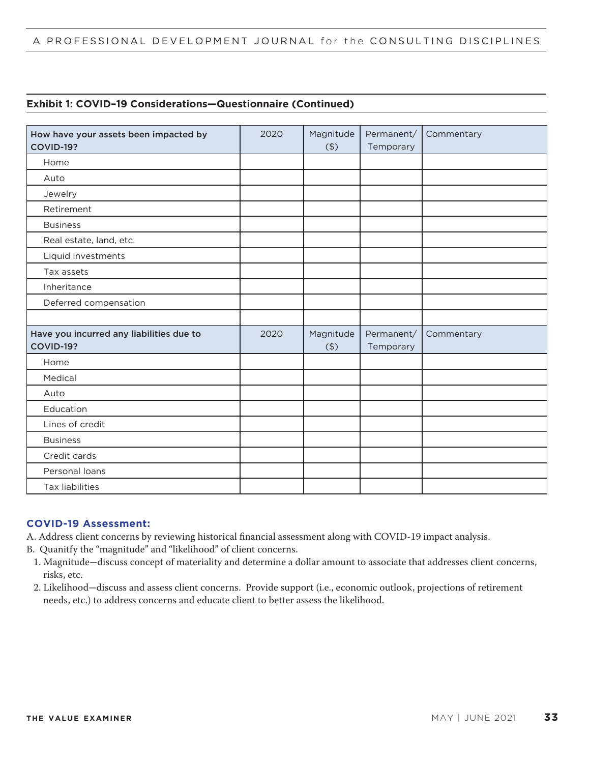**Exhibit 1: COVID-19 Considerations—Questionnaire (Continued)**

| How have your assets been impacted by COVID-19? | 2020 | Magnitude ($) | Permanent/ Temporary | Commentary |
|---|---|---|---|---|
| Home | | | | |
| Auto | | | | |
| Jewelry | | | | |
| Retirement | | | | |
| Business | | | | |
| Real estate, land, etc. | | | | |
| Liquid investments | | | | |
| Tax assets | | | | |
| Inheritance | | | | |
| Deferred compensation | | | | |
| | | | | |
| **Have you incurred any liabilities due to COVID-19?** | **2020** | **Magnitude ($)** | **Permanent/ Temporary** | **Commentary** |
| Home | | | | |
| Medical | | | | |
| Auto | | | | |
| Education | | | | |
| Lines of credit | | | | |
| Business | | | | |
| Credit cards | | | | |
| Personal loans | | | | |
| Tax liabilities | | | | |

### COVID-19 Assessment:

A. Address client concerns by reviewing historical financial assessment along with COVID-19 impact analysis.

B. Quanitfy the "magnitude" and "likelihood" of client concerns.

1. Magnitude—discuss concept of materiality and determine a dollar amount to associate that addresses client concerns, risks, etc.
2. Likelihood—discuss and assess client concerns. Provide support (i.e., economic outlook, projections of retirement needs, etc.) to address concerns and educate client to better assess the likelihood.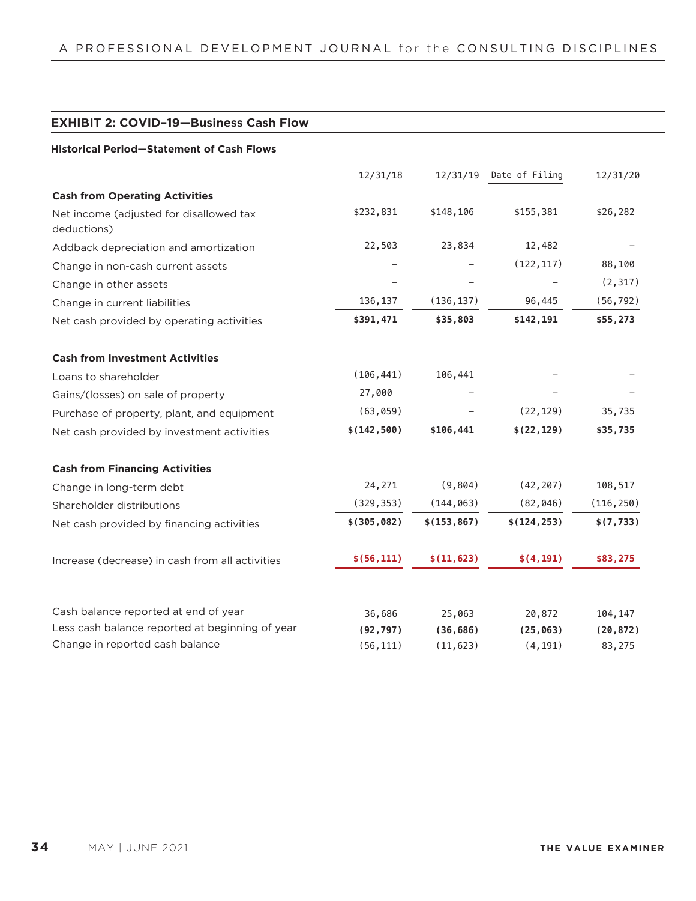## EXHIBIT 2: COVID-19—Business Cash Flow

### Historical Period—Statement of Cash Flows

| | 12/31/18 | 12/31/19 | Date of Filing | 12/31/20 |
|---|---|---|---|---|
| **Cash from Operating Activities** | | | | |
| Net income (adjusted for disallowed tax deductions) | $232,831 | $148,106 | $155,381 | $26,282 |
| Addback depreciation and amortization | 22,503 | 23,834 | 12,482 | – |
| Change in non-cash current assets | – | – | (122,117) | 88,100 |
| Change in other assets | – | – | – | (2,317) |
| Change in current liabilities | 136,137 | (136,137) | 96,445 | (56,792) |
| Net cash provided by operating activities | **$391,471** | **$35,803** | **$142,191** | **$55,273** |
| **Cash from Investment Activities** | | | | |
| Loans to shareholder | (106,441) | 106,441 | – | – |
| Gains/(losses) on sale of property | 27,000 | – | – | – |
| Purchase of property, plant, and equipment | (63,059) | – | (22,129) | 35,735 |
| Net cash provided by investment activities | **$(142,500)** | **$106,441** | **$(22,129)** | **$35,735** |
| **Cash from Financing Activities** | | | | |
| Change in long-term debt | 24,271 | (9,804) | (42,207) | 108,517 |
| Shareholder distributions | (329,353) | (144,063) | (82,046) | (116,250) |
| Net cash provided by financing activities | **$(305,082)** | **$(153,867)** | **$(124,253)** | **$(7,733)** |
| Increase (decrease) in cash from all activities | **$(56,111)** | **$(11,623)** | **$(4,191)** | **$83,275** |
| Cash balance reported at end of year | 36,686 | 25,063 | 20,872 | 104,147 |
| Less cash balance reported at beginning of year | **(92,797)** | **(36,686)** | **(25,063)** | **(20,872)** |
| Change in reported cash balance | (56,111) | (11,623) | (4,191) | 83,275 |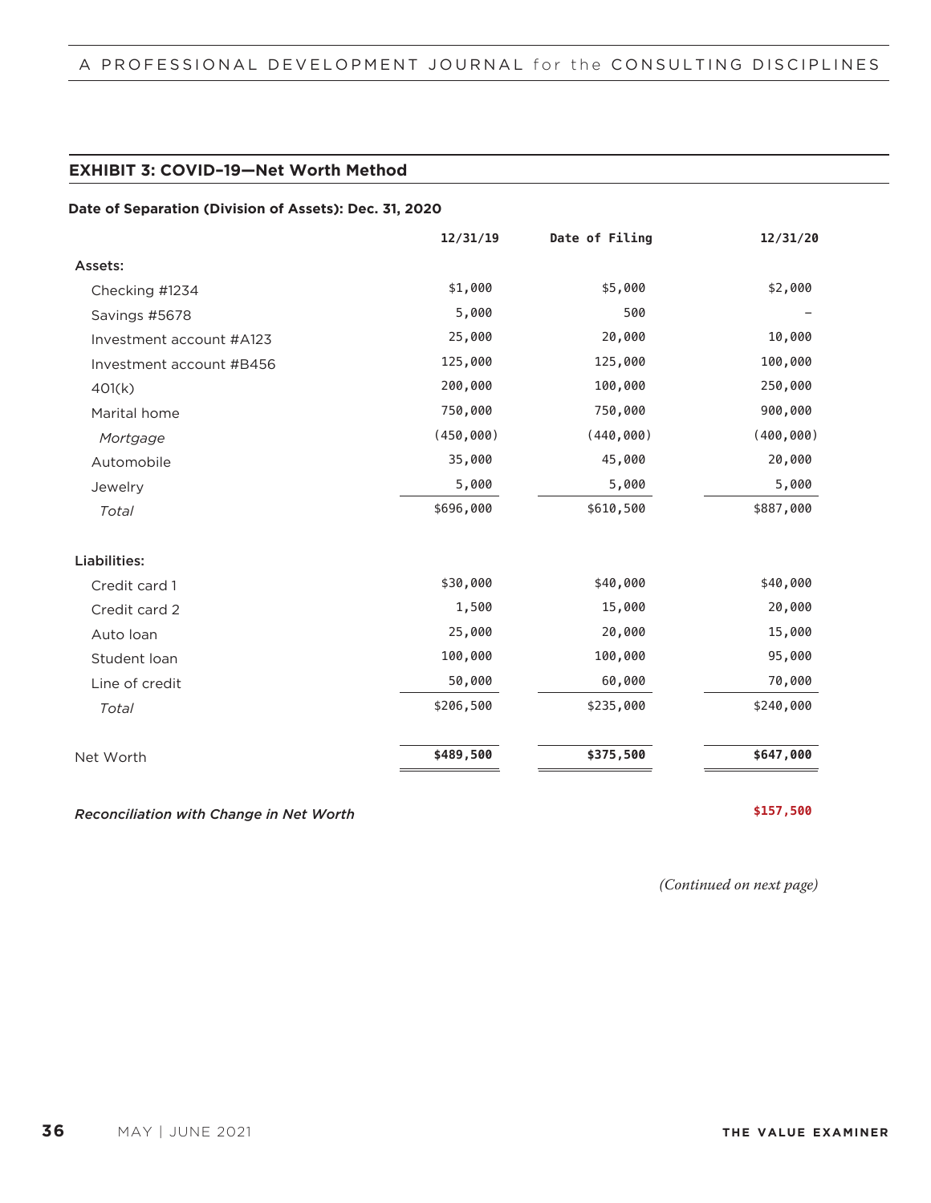### EXHIBIT 3: COVID–19—Net Worth Method

**Date of Separation (Division of Assets): Dec. 31, 2020**

| | 12/31/19 | Date of Filing | 12/31/20 |
|---|---|---|---|
| **Assets:** | | | |
| Checking #1234 | $1,000 | $5,000 | $2,000 |
| Savings #5678 | 5,000 | 500 | – |
| Investment account #A123 | 25,000 | 20,000 | 10,000 |
| Investment account #B456 | 125,000 | 125,000 | 100,000 |
| 401(k) | 200,000 | 100,000 | 250,000 |
| Marital home | 750,000 | 750,000 | 900,000 |
| *Mortgage* | (450,000) | (440,000) | (400,000) |
| Automobile | 35,000 | 45,000 | 20,000 |
| Jewelry | 5,000 | 5,000 | 5,000 |
| *Total* | $696,000 | $610,500 | $887,000 |
| **Liabilities:** | | | |
| Credit card 1 | $30,000 | $40,000 | $40,000 |
| Credit card 2 | 1,500 | 15,000 | 20,000 |
| Auto loan | 25,000 | 20,000 | 15,000 |
| Student loan | 100,000 | 100,000 | 95,000 |
| Line of credit | 50,000 | 60,000 | 70,000 |
| *Total* | $206,500 | $235,000 | $240,000 |
| Net Worth | **$489,500** | **$375,500** | **$647,000** |
| *Reconciliation with Change in Net Worth* | | | **$157,500** |

*(Continued on next page)*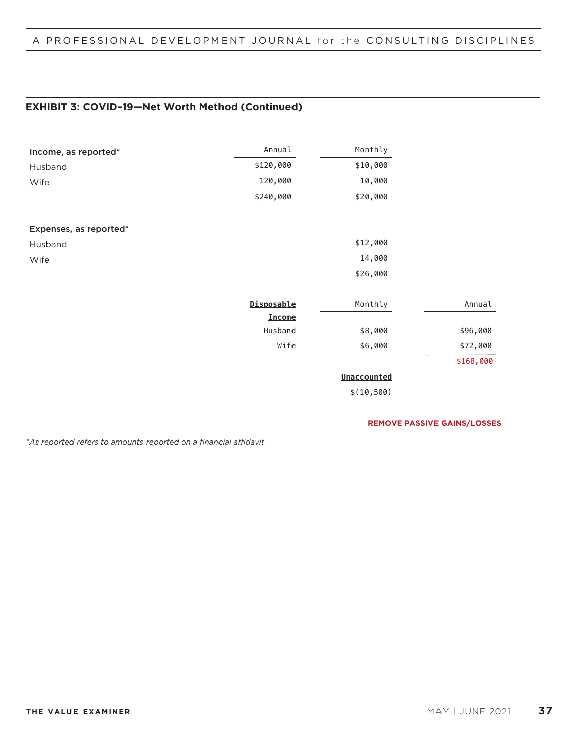### EXHIBIT 3: COVID–19—Net Worth Method (Continued)

| Income, as reported* | Annual | Monthly |
|---|---|---|
| Husband | $120,000 | $10,000 |
| Wife | 120,000 | 10,000 |
| | $240,000 | $20,000 |

| Expenses, as reported* | | Monthly |
|---|---|---|
| Husband | | $12,000 |
| Wife | | 14,000 |
| | | $26,000 |

| **Disposable Income** | Monthly | Annual |
|---|---|---|
| Husband | $8,000 | $96,000 |
| Wife | $6,000 | $72,000 |
| | | $168,000 |
| | **Unaccounted** | |
| | $(10,500) | |

**REMOVE PASSIVE GAINS/LOSSES**

*As reported refers to amounts reported on a financial affidavit*